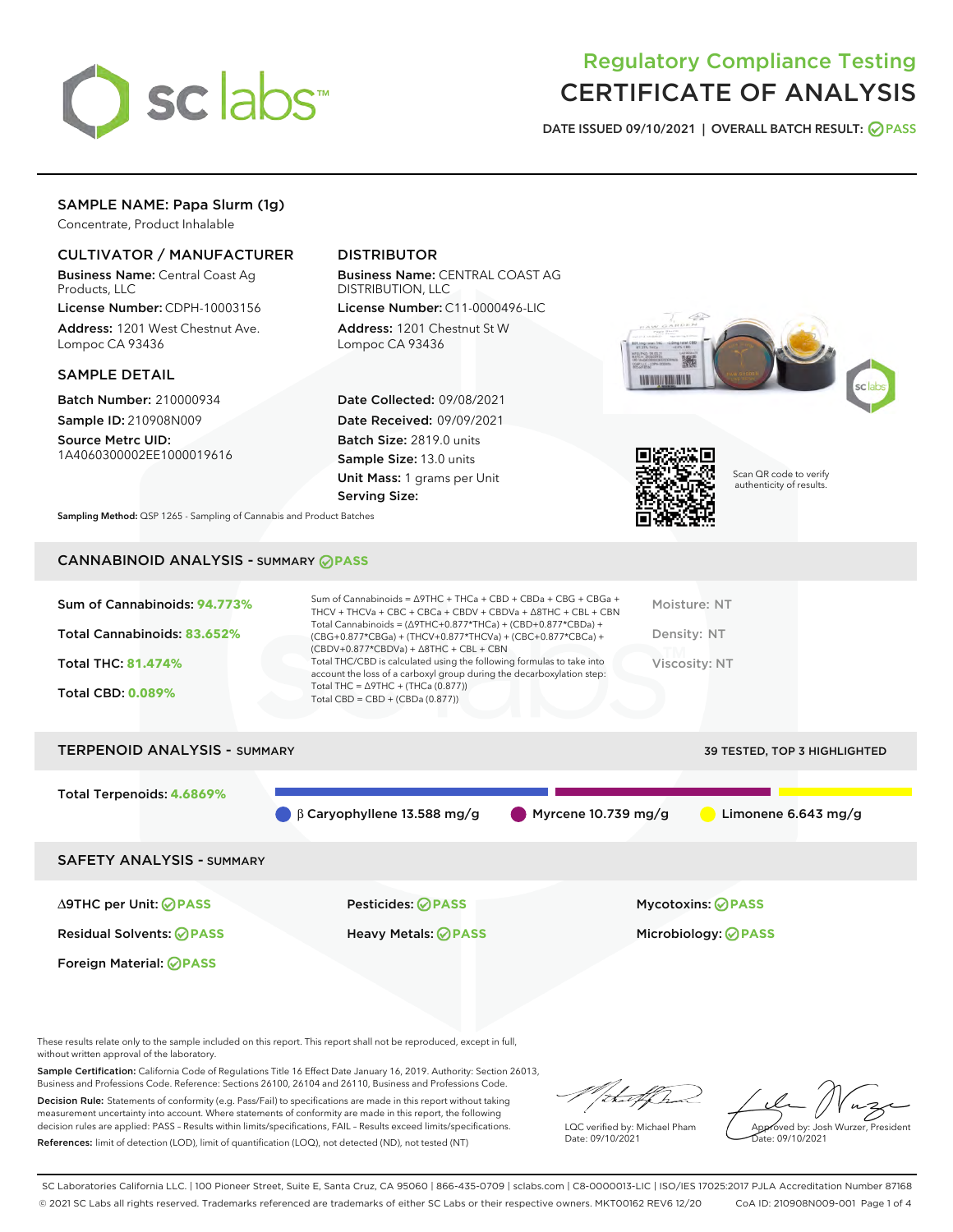# Regulatory Compliance Testing
# CERTIFICATE OF ANALYSIS

DATE ISSUED 09/10/2021 | OVERALL BATCH RESULT: PASS

## SAMPLE NAME: Papa Slurm (1g)

Concentrate, Product Inhalable

### CULTIVATOR / MANUFACTURER

**Business Name:** Central Coast Ag Products, LLC

**License Number:** CDPH-10003156

**Address:** 1201 West Chestnut Ave. Lompoc CA 93436

### DISTRIBUTOR

**Business Name:** CENTRAL COAST AG DISTRIBUTION, LLC

**License Number:** C11-0000496-LIC

**Address:** 1201 Chestnut St W Lompoc CA 93436

### SAMPLE DETAIL

**Batch Number:** 210000934

**Sample ID:** 210908N009

**Source Metrc UID:** 1A4060300002EE1000019616

**Date Collected:** 09/08/2021

**Date Received:** 09/09/2021

**Batch Size:** 2819.0 units

**Sample Size:** 13.0 units

**Unit Mass:** 1 grams per Unit

**Serving Size:**

Scan QR code to verify authenticity of results.

**Sampling Method:** QSP 1265 - Sampling of Cannabis and Product Batches

## CANNABINOID ANALYSIS - SUMMARY PASS

Sum of Cannabinoids: **94.773%**

Total Cannabinoids: **83.652%**

Total THC: **81.474%**

Total CBD: **0.089%**

Sum of Cannabinoids = Δ9THC + THCa + CBD + CBDa + CBG + CBGa + THCV + THCVa + CBC + CBCa + CBDV + CBDVa + Δ8THC + CBL + CBN

Total Cannabinoids = (Δ9THC+0.877*THCa) + (CBD+0.877*CBDa) + (CBG+0.877*CBGa) + (THCV+0.877*THCVa) + (CBC+0.877*CBCa) + (CBDV+0.877*CBDVa) + Δ8THC + CBL + CBN

Total THC/CBD is calculated using the following formulas to take into account the loss of a carboxyl group during the decarboxylation step:

Total THC = Δ9THC + (THCa (0.877))

Total CBD = CBD + (CBDa (0.877))

Moisture: NT

Density: NT

Viscosity: NT

## TERPENOID ANALYSIS - SUMMARY

39 TESTED, TOP 3 HIGHLIGHTED

Total Terpenoids: **4.6869%**

β Caryophyllene 13.588 mg/g | Myrcene 10.739 mg/g | Limonene 6.643 mg/g

## SAFETY ANALYSIS - SUMMARY

| | | |
|---|---|---|
| Δ9THC per Unit: PASS | Pesticides: PASS | Mycotoxins: PASS |
| Residual Solvents: PASS | Heavy Metals: PASS | Microbiology: PASS |
| Foreign Material: PASS | | |

These results relate only to the sample included on this report. This report shall not be reproduced, except in full, without written approval of the laboratory.

**Sample Certification:** California Code of Regulations Title 16 Effect Date January 16, 2019. Authority: Section 26013, Business and Professions Code. Reference: Sections 26100, 26104 and 26110, Business and Professions Code.

**Decision Rule:** Statements of conformity (e.g. Pass/Fail) to specifications are made in this report without taking measurement uncertainty into account. Where statements of conformity are made in this report, the following decision rules are applied: PASS – Results within limits/specifications, FAIL – Results exceed limits/specifications.

**References:** limit of detection (LOD), limit of quantification (LOQ), not detected (ND), not tested (NT)

LQC verified by: Michael Pham
Date: 09/10/2021

Approved by: Josh Wurzer, President
Date: 09/10/2021

SC Laboratories California LLC. | 100 Pioneer Street, Suite E, Santa Cruz, CA 95060 | 866-435-0709 | sclabs.com | C8-0000013-LIC | ISO/IES 17025:2017 PJLA Accreditation Number 87168
© 2021 SC Labs all rights reserved. Trademarks referenced are trademarks of either SC Labs or their respective owners. MKT00162 REV6 12/20 CoA ID: 210908N009-001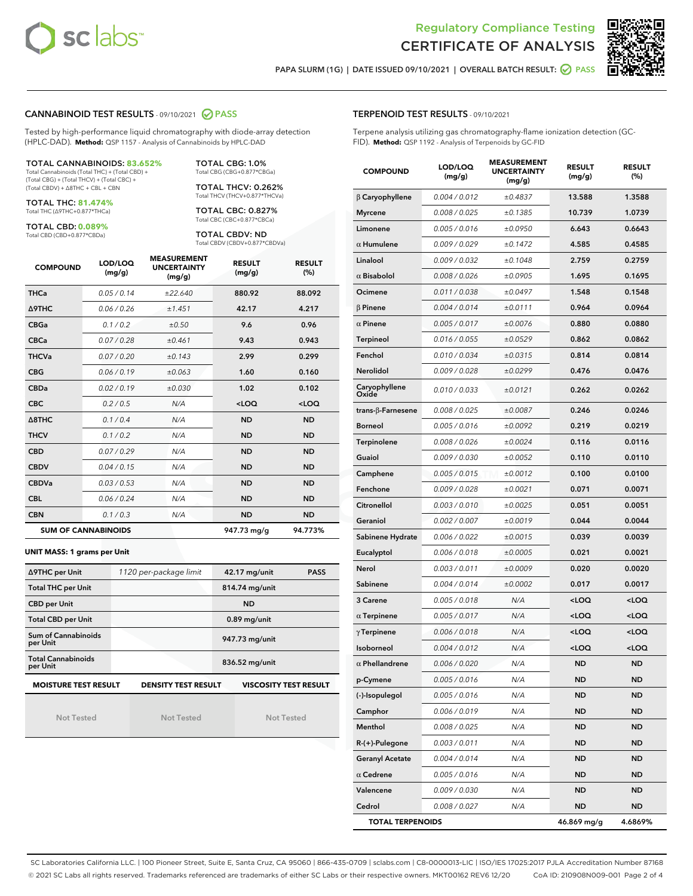Regulatory Compliance Testing
CERTIFICATE OF ANALYSIS

PAPA SLURM (1G) | DATE ISSUED 09/10/2021 | OVERALL BATCH RESULT: PASS

## CANNABINOID TEST RESULTS - 09/10/2021 PASS

Tested by high-performance liquid chromatography with diode-array detection (HPLC-DAD). **Method:** QSP 1157 - Analysis of Cannabinoids by HPLC-DAD

**TOTAL CANNABINOIDS: 83.652%**
Total Cannabinoids (Total THC) + (Total CBD) + (Total CBG) + (Total THCV) + (Total CBC) + (Total CBDV) + Δ8THC + CBL + CBN

**TOTAL THC: 81.474%**
Total THC (Δ9THC+0.877*THCa)

**TOTAL CBD: 0.089%**
Total CBD (CBD+0.877*CBDa)

**TOTAL CBG: 1.0%**
Total CBG (CBG+0.877*CBGa)

**TOTAL THCV: 0.262%**
Total THCV (THCV+0.877*THCVa)

**TOTAL CBC: 0.827%**
Total CBC (CBC+0.877*CBCa)

**TOTAL CBDV: ND**
Total CBDV (CBDV+0.877*CBDVa)

| COMPOUND | LOD/LOQ (mg/g) | MEASUREMENT UNCERTAINTY (mg/g) | RESULT (mg/g) | RESULT (%) |
|---|---|---|---|---|
| THCa | 0.05 / 0.14 | ±22.640 | 880.92 | 88.092 |
| Δ9THC | 0.06 / 0.26 | ±1.451 | 42.17 | 4.217 |
| CBGa | 0.1 / 0.2 | ±0.50 | 9.6 | 0.96 |
| CBCa | 0.07 / 0.28 | ±0.461 | 9.43 | 0.943 |
| THCVa | 0.07 / 0.20 | ±0.143 | 2.99 | 0.299 |
| CBG | 0.06 / 0.19 | ±0.063 | 1.60 | 0.160 |
| CBDa | 0.02 / 0.19 | ±0.030 | 1.02 | 0.102 |
| CBC | 0.2 / 0.5 | N/A | <LOQ | <LOQ |
| Δ8THC | 0.1 / 0.4 | N/A | ND | ND |
| THCV | 0.1 / 0.2 | N/A | ND | ND |
| CBD | 0.07 / 0.29 | N/A | ND | ND |
| CBDV | 0.04 / 0.15 | N/A | ND | ND |
| CBDVa | 0.03 / 0.53 | N/A | ND | ND |
| CBL | 0.06 / 0.24 | N/A | ND | ND |
| CBN | 0.1 / 0.3 | N/A | ND | ND |
| **SUM OF CANNABINOIDS** | | | 947.73 mg/g | 94.773% |

**UNIT MASS: 1 grams per Unit**

| | | | |
|---|---|---|---|
| Δ9THC per Unit | 1120 per-package limit | 42.17 mg/unit | PASS |
| Total THC per Unit | | 814.74 mg/unit | |
| CBD per Unit | | ND | |
| Total CBD per Unit | | 0.89 mg/unit | |
| Sum of Cannabinoids per Unit | | 947.73 mg/unit | |
| Total Cannabinoids per Unit | | 836.52 mg/unit | |

| MOISTURE TEST RESULT | DENSITY TEST RESULT | VISCOSITY TEST RESULT |
|---|---|---|
| Not Tested | Not Tested | Not Tested |

## TERPENOID TEST RESULTS - 09/10/2021

Terpene analysis utilizing gas chromatography-flame ionization detection (GC-FID). **Method:** QSP 1192 - Analysis of Terpenoids by GC-FID

| COMPOUND | LOD/LOQ (mg/g) | MEASUREMENT UNCERTAINTY (mg/g) | RESULT (mg/g) | RESULT (%) |
|---|---|---|---|---|
| β Caryophyllene | 0.004 / 0.012 | ±0.4837 | 13.588 | 1.3588 |
| Myrcene | 0.008 / 0.025 | ±0.1385 | 10.739 | 1.0739 |
| Limonene | 0.005 / 0.016 | ±0.0950 | 6.643 | 0.6643 |
| α Humulene | 0.009 / 0.029 | ±0.1472 | 4.585 | 0.4585 |
| Linalool | 0.009 / 0.032 | ±0.1048 | 2.759 | 0.2759 |
| α Bisabolol | 0.008 / 0.026 | ±0.0905 | 1.695 | 0.1695 |
| Ocimene | 0.011 / 0.038 | ±0.0497 | 1.548 | 0.1548 |
| β Pinene | 0.004 / 0.014 | ±0.0111 | 0.964 | 0.0964 |
| α Pinene | 0.005 / 0.017 | ±0.0076 | 0.880 | 0.0880 |
| Terpineol | 0.016 / 0.055 | ±0.0529 | 0.862 | 0.0862 |
| Fenchol | 0.010 / 0.034 | ±0.0315 | 0.814 | 0.0814 |
| Nerolidol | 0.009 / 0.028 | ±0.0299 | 0.476 | 0.0476 |
| Caryophyllene Oxide | 0.010 / 0.033 | ±0.0121 | 0.262 | 0.0262 |
| trans-β-Farnesene | 0.008 / 0.025 | ±0.0087 | 0.246 | 0.0246 |
| Borneol | 0.005 / 0.016 | ±0.0092 | 0.219 | 0.0219 |
| Terpinolene | 0.008 / 0.026 | ±0.0024 | 0.116 | 0.0116 |
| Guaiol | 0.009 / 0.030 | ±0.0052 | 0.110 | 0.0110 |
| Camphene | 0.005 / 0.015 | ±0.0012 | 0.100 | 0.0100 |
| Fenchone | 0.009 / 0.028 | ±0.0021 | 0.071 | 0.0071 |
| Citronellol | 0.003 / 0.010 | ±0.0025 | 0.051 | 0.0051 |
| Geraniol | 0.002 / 0.007 | ±0.0019 | 0.044 | 0.0044 |
| Sabinene Hydrate | 0.006 / 0.022 | ±0.0015 | 0.039 | 0.0039 |
| Eucalyptol | 0.006 / 0.018 | ±0.0005 | 0.021 | 0.0021 |
| Nerol | 0.003 / 0.011 | ±0.0009 | 0.020 | 0.0020 |
| Sabinene | 0.004 / 0.014 | ±0.0002 | 0.017 | 0.0017 |
| 3 Carene | 0.005 / 0.018 | N/A | <LOQ | <LOQ |
| α Terpinene | 0.005 / 0.017 | N/A | <LOQ | <LOQ |
| γ Terpinene | 0.006 / 0.018 | N/A | <LOQ | <LOQ |
| Isoborneol | 0.004 / 0.012 | N/A | <LOQ | <LOQ |
| α Phellandrene | 0.006 / 0.020 | N/A | ND | ND |
| p-Cymene | 0.005 / 0.016 | N/A | ND | ND |
| (-)-Isopulegol | 0.005 / 0.016 | N/A | ND | ND |
| Camphor | 0.006 / 0.019 | N/A | ND | ND |
| Menthol | 0.008 / 0.025 | N/A | ND | ND |
| R-(+)-Pulegone | 0.003 / 0.011 | N/A | ND | ND |
| Geranyl Acetate | 0.004 / 0.014 | N/A | ND | ND |
| α Cedrene | 0.005 / 0.016 | N/A | ND | ND |
| Valencene | 0.009 / 0.030 | N/A | ND | ND |
| Cedrol | 0.008 / 0.027 | N/A | ND | ND |
| **TOTAL TERPENOIDS** | | | 46.869 mg/g | 4.6869% |

SC Laboratories California LLC. | 100 Pioneer Street, Suite E, Santa Cruz, CA 95060 | 866-435-0709 | sclabs.com | C8-0000013-LIC | ISO/IES 17025:2017 PJLA Accreditation Number 87168
© 2021 SC Labs all rights reserved. Trademarks referenced are trademarks of either SC Labs or their respective owners. MKT00162 REV6 12/20 CoA ID: 210908N009-001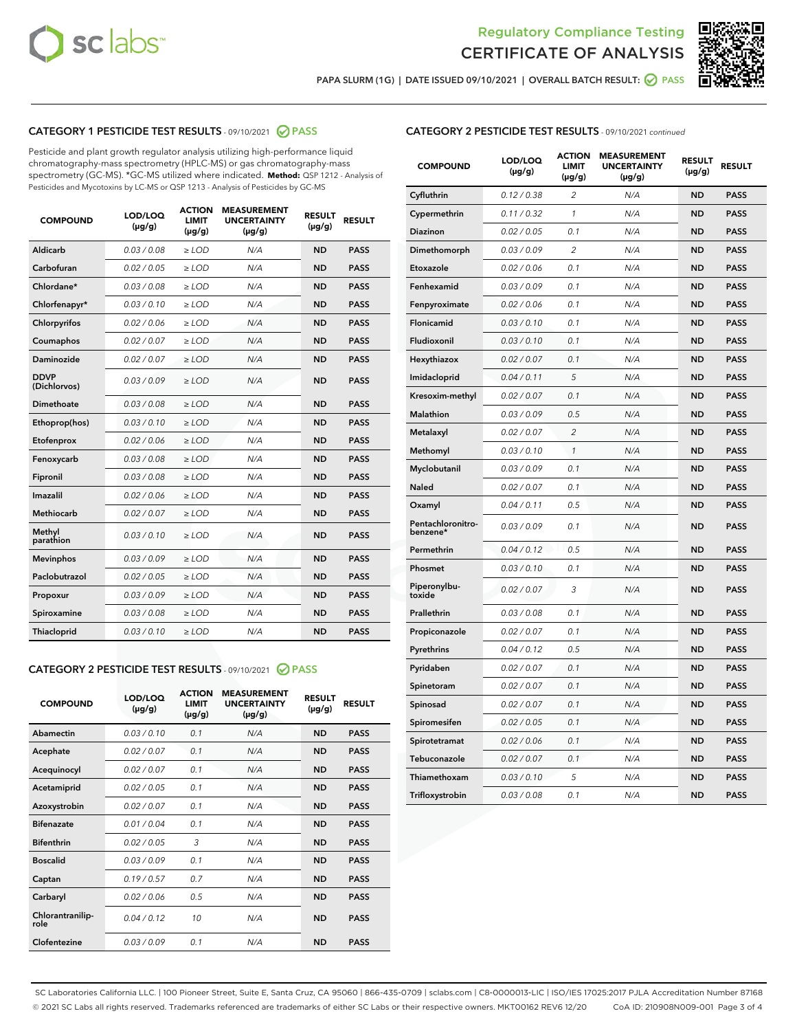Regulatory Compliance Testing
# CERTIFICATE OF ANALYSIS

PAPA SLURM (1G) | DATE ISSUED 09/10/2021 | OVERALL BATCH RESULT: PASS

## CATEGORY 1 PESTICIDE TEST RESULTS - 09/10/2021 PASS

Pesticide and plant growth regulator analysis utilizing high-performance liquid chromatography-mass spectrometry (HPLC-MS) or gas chromatography-mass spectrometry (GC-MS). *GC-MS utilized where indicated. **Method:** QSP 1212 - Analysis of Pesticides and Mycotoxins by LC-MS or QSP 1213 - Analysis of Pesticides by GC-MS

| COMPOUND | LOD/LOQ (µg/g) | ACTION LIMIT (µg/g) | MEASUREMENT UNCERTAINTY (µg/g) | RESULT (µg/g) | RESULT |
|---|---|---|---|---|---|
| Aldicarb | 0.03 / 0.08 | ≥ LOD | N/A | ND | PASS |
| Carbofuran | 0.02 / 0.05 | ≥ LOD | N/A | ND | PASS |
| Chlordane* | 0.03 / 0.08 | ≥ LOD | N/A | ND | PASS |
| Chlorfenapyr* | 0.03 / 0.10 | ≥ LOD | N/A | ND | PASS |
| Chlorpyrifos | 0.02 / 0.06 | ≥ LOD | N/A | ND | PASS |
| Coumaphos | 0.02 / 0.07 | ≥ LOD | N/A | ND | PASS |
| Daminozide | 0.02 / 0.07 | ≥ LOD | N/A | ND | PASS |
| DDVP (Dichlorvos) | 0.03 / 0.09 | ≥ LOD | N/A | ND | PASS |
| Dimethoate | 0.03 / 0.08 | ≥ LOD | N/A | ND | PASS |
| Ethoprop(hos) | 0.03 / 0.10 | ≥ LOD | N/A | ND | PASS |
| Etofenprox | 0.02 / 0.06 | ≥ LOD | N/A | ND | PASS |
| Fenoxycarb | 0.03 / 0.08 | ≥ LOD | N/A | ND | PASS |
| Fipronil | 0.03 / 0.08 | ≥ LOD | N/A | ND | PASS |
| Imazalil | 0.02 / 0.06 | ≥ LOD | N/A | ND | PASS |
| Methiocarb | 0.02 / 0.07 | ≥ LOD | N/A | ND | PASS |
| Methyl parathion | 0.03 / 0.10 | ≥ LOD | N/A | ND | PASS |
| Mevinphos | 0.03 / 0.09 | ≥ LOD | N/A | ND | PASS |
| Paclobutrazol | 0.02 / 0.05 | ≥ LOD | N/A | ND | PASS |
| Propoxur | 0.03 / 0.09 | ≥ LOD | N/A | ND | PASS |
| Spiroxamine | 0.03 / 0.08 | ≥ LOD | N/A | ND | PASS |
| Thiacloprid | 0.03 / 0.10 | ≥ LOD | N/A | ND | PASS |

## CATEGORY 2 PESTICIDE TEST RESULTS - 09/10/2021 PASS

| COMPOUND | LOD/LOQ (µg/g) | ACTION LIMIT (µg/g) | MEASUREMENT UNCERTAINTY (µg/g) | RESULT (µg/g) | RESULT |
|---|---|---|---|---|---|
| Abamectin | 0.03 / 0.10 | 0.1 | N/A | ND | PASS |
| Acephate | 0.02 / 0.07 | 0.1 | N/A | ND | PASS |
| Acequinocyl | 0.02 / 0.07 | 0.1 | N/A | ND | PASS |
| Acetamiprid | 0.02 / 0.05 | 0.1 | N/A | ND | PASS |
| Azoxystrobin | 0.02 / 0.07 | 0.1 | N/A | ND | PASS |
| Bifenazate | 0.01 / 0.04 | 0.1 | N/A | ND | PASS |
| Bifenthrin | 0.02 / 0.05 | 3 | N/A | ND | PASS |
| Boscalid | 0.03 / 0.09 | 0.1 | N/A | ND | PASS |
| Captan | 0.19 / 0.57 | 0.7 | N/A | ND | PASS |
| Carbaryl | 0.02 / 0.06 | 0.5 | N/A | ND | PASS |
| Chlorantraniliprole | 0.04 / 0.12 | 10 | N/A | ND | PASS |
| Clofentezine | 0.03 / 0.09 | 0.1 | N/A | ND | PASS |
| Cyfluthrin | 0.12 / 0.38 | 2 | N/A | ND | PASS |
| Cypermethrin | 0.11 / 0.32 | 1 | N/A | ND | PASS |
| Diazinon | 0.02 / 0.05 | 0.1 | N/A | ND | PASS |
| Dimethomorph | 0.03 / 0.09 | 2 | N/A | ND | PASS |
| Etoxazole | 0.02 / 0.06 | 0.1 | N/A | ND | PASS |
| Fenhexamid | 0.03 / 0.09 | 0.1 | N/A | ND | PASS |
| Fenpyroximate | 0.02 / 0.06 | 0.1 | N/A | ND | PASS |
| Flonicamid | 0.03 / 0.10 | 0.1 | N/A | ND | PASS |
| Fludioxonil | 0.03 / 0.10 | 0.1 | N/A | ND | PASS |
| Hexythiazox | 0.02 / 0.07 | 0.1 | N/A | ND | PASS |
| Imidacloprid | 0.04 / 0.11 | 5 | N/A | ND | PASS |
| Kresoxim-methyl | 0.02 / 0.07 | 0.1 | N/A | ND | PASS |
| Malathion | 0.03 / 0.09 | 0.5 | N/A | ND | PASS |
| Metalaxyl | 0.02 / 0.07 | 2 | N/A | ND | PASS |
| Methomyl | 0.03 / 0.10 | 1 | N/A | ND | PASS |
| Myclobutanil | 0.03 / 0.09 | 0.1 | N/A | ND | PASS |
| Naled | 0.02 / 0.07 | 0.1 | N/A | ND | PASS |
| Oxamyl | 0.04 / 0.11 | 0.5 | N/A | ND | PASS |
| Pentachloronitrobenzene* | 0.03 / 0.09 | 0.1 | N/A | ND | PASS |
| Permethrin | 0.04 / 0.12 | 0.5 | N/A | ND | PASS |
| Phosmet | 0.03 / 0.10 | 0.1 | N/A | ND | PASS |
| Piperonylbutoxide | 0.02 / 0.07 | 3 | N/A | ND | PASS |
| Prallethrin | 0.03 / 0.08 | 0.1 | N/A | ND | PASS |
| Propiconazole | 0.02 / 0.07 | 0.1 | N/A | ND | PASS |
| Pyrethrins | 0.04 / 0.12 | 0.5 | N/A | ND | PASS |
| Pyridaben | 0.02 / 0.07 | 0.1 | N/A | ND | PASS |
| Spinetoram | 0.02 / 0.07 | 0.1 | N/A | ND | PASS |
| Spinosad | 0.02 / 0.07 | 0.1 | N/A | ND | PASS |
| Spiromesifen | 0.02 / 0.05 | 0.1 | N/A | ND | PASS |
| Spirotetramat | 0.02 / 0.06 | 0.1 | N/A | ND | PASS |
| Tebuconazole | 0.02 / 0.07 | 0.1 | N/A | ND | PASS |
| Thiamethoxam | 0.03 / 0.10 | 5 | N/A | ND | PASS |
| Trifloxystrobin | 0.03 / 0.08 | 0.1 | N/A | ND | PASS |

SC Laboratories California LLC. | 100 Pioneer Street, Suite E, Santa Cruz, CA 95060 | 866-435-0709 | sclabs.com | C8-0000013-LIC | ISO/IES 17025:2017 PJLA Accreditation Number 87168
© 2021 SC Labs all rights reserved. Trademarks referenced are trademarks of either SC Labs or their respective owners. MKT00162 REV6 12/20 CoA ID: 210908N009-001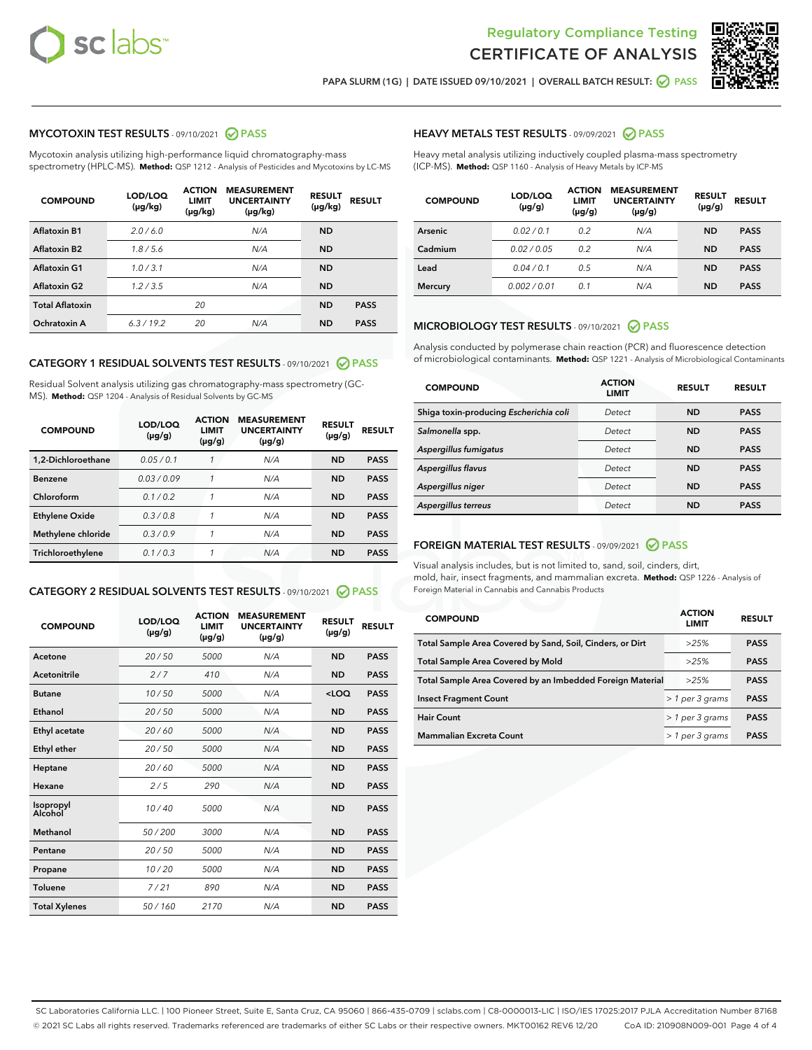Regulatory Compliance Testing

# CERTIFICATE OF ANALYSIS

PAPA SLURM (1G) | DATE ISSUED 09/10/2021 | OVERALL BATCH RESULT: PASS

## MYCOTOXIN TEST RESULTS - 09/10/2021 PASS

Mycotoxin analysis utilizing high-performance liquid chromatography-mass spectrometry (HPLC-MS). **Method:** QSP 1212 - Analysis of Pesticides and Mycotoxins by LC-MS

| COMPOUND | LOD/LOQ (μg/kg) | ACTION LIMIT (μg/kg) | MEASUREMENT UNCERTAINTY (μg/kg) | RESULT (μg/kg) | RESULT |
|---|---|---|---|---|---|
| Aflatoxin B1 | 2.0 / 6.0 | | N/A | ND | |
| Aflatoxin B2 | 1.8 / 5.6 | | N/A | ND | |
| Aflatoxin G1 | 1.0 / 3.1 | | N/A | ND | |
| Aflatoxin G2 | 1.2 / 3.5 | | N/A | ND | |
| Total Aflatoxin | | 20 | | ND | PASS |
| Ochratoxin A | 6.3 / 19.2 | 20 | N/A | ND | PASS |

## CATEGORY 1 RESIDUAL SOLVENTS TEST RESULTS - 09/10/2021 PASS

Residual Solvent analysis utilizing gas chromatography-mass spectrometry (GC-MS). **Method:** QSP 1204 - Analysis of Residual Solvents by GC-MS

| COMPOUND | LOD/LOQ (μg/g) | ACTION LIMIT (μg/g) | MEASUREMENT UNCERTAINTY (μg/g) | RESULT (μg/g) | RESULT |
|---|---|---|---|---|---|
| 1,2-Dichloroethane | 0.05 / 0.1 | 1 | N/A | ND | PASS |
| Benzene | 0.03 / 0.09 | 1 | N/A | ND | PASS |
| Chloroform | 0.1 / 0.2 | 1 | N/A | ND | PASS |
| Ethylene Oxide | 0.3 / 0.8 | 1 | N/A | ND | PASS |
| Methylene chloride | 0.3 / 0.9 | 1 | N/A | ND | PASS |
| Trichloroethylene | 0.1 / 0.3 | 1 | N/A | ND | PASS |

## CATEGORY 2 RESIDUAL SOLVENTS TEST RESULTS - 09/10/2021 PASS

| COMPOUND | LOD/LOQ (μg/g) | ACTION LIMIT (μg/g) | MEASUREMENT UNCERTAINTY (μg/g) | RESULT (μg/g) | RESULT |
|---|---|---|---|---|---|
| Acetone | 20 / 50 | 5000 | N/A | ND | PASS |
| Acetonitrile | 2 / 7 | 410 | N/A | ND | PASS |
| Butane | 10 / 50 | 5000 | N/A | <LOQ | PASS |
| Ethanol | 20 / 50 | 5000 | N/A | ND | PASS |
| Ethyl acetate | 20 / 60 | 5000 | N/A | ND | PASS |
| Ethyl ether | 20 / 50 | 5000 | N/A | ND | PASS |
| Heptane | 20 / 60 | 5000 | N/A | ND | PASS |
| Hexane | 2 / 5 | 290 | N/A | ND | PASS |
| Isopropyl Alcohol | 10 / 40 | 5000 | N/A | ND | PASS |
| Methanol | 50 / 200 | 3000 | N/A | ND | PASS |
| Pentane | 20 / 50 | 5000 | N/A | ND | PASS |
| Propane | 10 / 20 | 5000 | N/A | ND | PASS |
| Toluene | 7 / 21 | 890 | N/A | ND | PASS |
| Total Xylenes | 50 / 160 | 2170 | N/A | ND | PASS |

## HEAVY METALS TEST RESULTS - 09/09/2021 PASS

Heavy metal analysis utilizing inductively coupled plasma-mass spectrometry (ICP-MS). **Method:** QSP 1160 - Analysis of Heavy Metals by ICP-MS

| COMPOUND | LOD/LOQ (μg/g) | ACTION LIMIT (μg/g) | MEASUREMENT UNCERTAINTY (μg/g) | RESULT (μg/g) | RESULT |
|---|---|---|---|---|---|
| Arsenic | 0.02 / 0.1 | 0.2 | N/A | ND | PASS |
| Cadmium | 0.02 / 0.05 | 0.2 | N/A | ND | PASS |
| Lead | 0.04 / 0.1 | 0.5 | N/A | ND | PASS |
| Mercury | 0.002 / 0.01 | 0.1 | N/A | ND | PASS |

## MICROBIOLOGY TEST RESULTS - 09/10/2021 PASS

Analysis conducted by polymerase chain reaction (PCR) and fluorescence detection of microbiological contaminants. **Method:** QSP 1221 - Analysis of Microbiological Contaminants

| COMPOUND | ACTION LIMIT | RESULT | RESULT |
|---|---|---|---|
| Shiga toxin-producing *Escherichia coli* | Detect | ND | PASS |
| *Salmonella* spp. | Detect | ND | PASS |
| *Aspergillus fumigatus* | Detect | ND | PASS |
| *Aspergillus flavus* | Detect | ND | PASS |
| *Aspergillus niger* | Detect | ND | PASS |
| *Aspergillus terreus* | Detect | ND | PASS |

## FOREIGN MATERIAL TEST RESULTS - 09/09/2021 PASS

Visual analysis includes, but is not limited to, sand, soil, cinders, dirt, mold, hair, insect fragments, and mammalian excreta. **Method:** QSP 1226 - Analysis of Foreign Material in Cannabis and Cannabis Products

| COMPOUND | ACTION LIMIT | RESULT |
|---|---|---|
| Total Sample Area Covered by Sand, Soil, Cinders, or Dirt | >25% | PASS |
| Total Sample Area Covered by Mold | >25% | PASS |
| Total Sample Area Covered by an Imbedded Foreign Material | >25% | PASS |
| Insect Fragment Count | > 1 per 3 grams | PASS |
| Hair Count | > 1 per 3 grams | PASS |
| Mammalian Excreta Count | > 1 per 3 grams | PASS |

SC Laboratories California LLC. | 100 Pioneer Street, Suite E, Santa Cruz, CA 95060 | 866-435-0709 | sclabs.com | C8-0000013-LIC | ISO/IES 17025:2017 PJLA Accreditation Number 87168
© 2021 SC Labs all rights reserved. Trademarks referenced are trademarks of either SC Labs or their respective owners. MKT00162 REV6 12/20 CoA ID: 210908N009-001